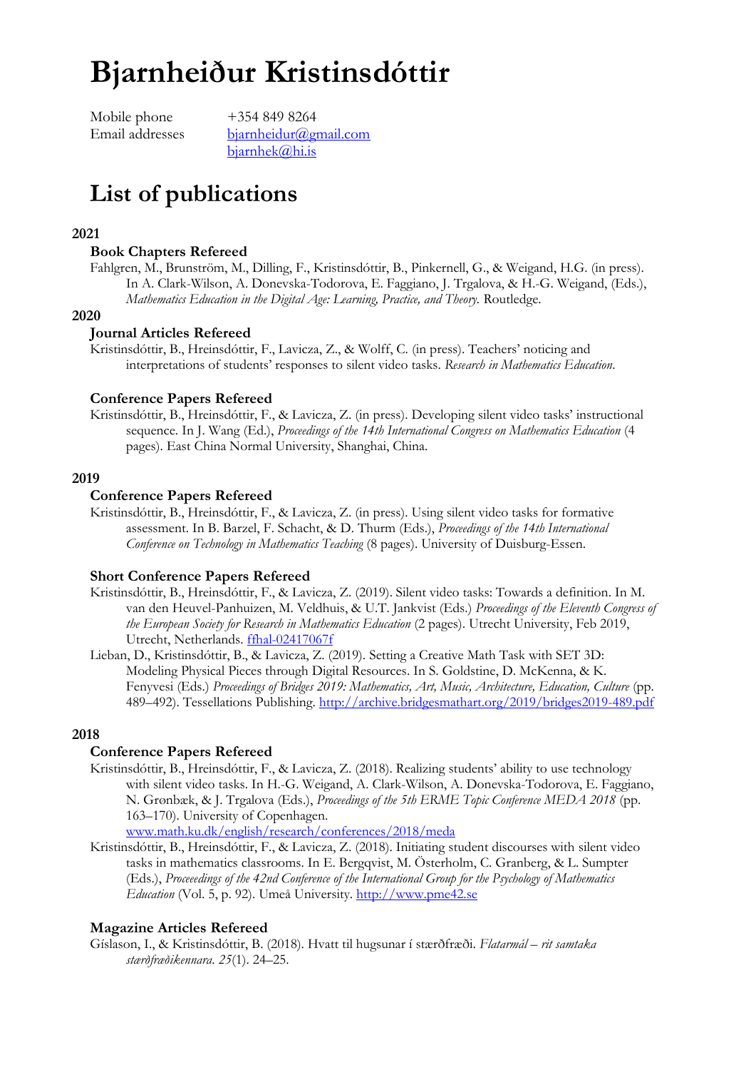# Bjarnheiður Kristinsdóttir

Mobile phone +354 849 8264
Email addresses bjarnheidur@gmail.com
bjarnhek@hi.is

# List of publications

### 2021

#### Book Chapters Refereed

Fahlgren, M., Brunström, M., Dilling, F., Kristinsdóttir, B., Pinkernell, G., & Weigand, H.G. (in press). In A. Clark-Wilson, A. Donevska-Todorova, E. Faggiano, J. Trgalova, & H.-G. Weigand, (Eds.), *Mathematics Education in the Digital Age: Learning, Practice, and Theory.* Routledge.

### 2020

#### Journal Articles Refereed

Kristinsdóttir, B., Hreinsdóttir, F., Lavicza, Z., & Wolff, C. (in press). Teachers' noticing and interpretations of students' responses to silent video tasks. *Research in Mathematics Education*.

#### Conference Papers Refereed

Kristinsdóttir, B., Hreinsdóttir, F., & Lavicza, Z. (in press). Developing silent video tasks' instructional sequence. In J. Wang (Ed.), *Proceedings of the 14th International Congress on Mathematics Education* (4 pages). East China Normal University, Shanghai, China.

### 2019

#### Conference Papers Refereed

Kristinsdóttir, B., Hreinsdóttir, F., & Lavicza, Z. (in press). Using silent video tasks for formative assessment. In B. Barzel, F. Schacht, & D. Thurm (Eds.), *Proceedings of the 14th International Conference on Technology in Mathematics Teaching* (8 pages). University of Duisburg-Essen.

#### Short Conference Papers Refereed

Kristinsdóttir, B., Hreinsdóttir, F., & Lavicza, Z. (2019). Silent video tasks: Towards a definition. In M. van den Heuvel-Panhuizen, M. Veldhuis, & U.T. Jankvist (Eds.) *Proceedings of the Eleventh Congress of the European Society for Research in Mathematics Education* (2 pages). Utrecht University, Feb 2019, Utrecht, Netherlands. ffhal-02417067f

Lieban, D., Kristinsdóttir, B., & Lavicza, Z. (2019). Setting a Creative Math Task with SET 3D: Modeling Physical Pieces through Digital Resources. In S. Goldstine, D. McKenna, & K. Fenyvesi (Eds.) *Proceedings of Bridges 2019: Mathematics, Art, Music, Architecture, Education, Culture* (pp. 489–492). Tessellations Publishing. http://archive.bridgesmathart.org/2019/bridges2019-489.pdf

### 2018

#### Conference Papers Refereed

Kristinsdóttir, B., Hreinsdóttir, F., & Lavicza, Z. (2018). Realizing students' ability to use technology with silent video tasks. In H.-G. Weigand, A. Clark-Wilson, A. Donevska-Todorova, E. Faggiano, N. Grønbæk, & J. Trgalova (Eds.), *Proceedings of the 5th ERME Topic Conference MEDA 2018* (pp. 163–170). University of Copenhagen. www.math.ku.dk/english/research/conferences/2018/meda

Kristinsdóttir, B., Hreinsdóttir, F., & Lavicza, Z. (2018). Initiating student discourses with silent video tasks in mathematics classrooms. In E. Bergqvist, M. Österholm, C. Granberg, & L. Sumpter (Eds.), *Proceeedings of the 42nd Conference of the International Group for the Psychology of Mathematics Education* (Vol. 5, p. 92). Umeå University. http://www.pme42.se

#### Magazine Articles Refereed

Gíslason, I., & Kristinsdóttir, B. (2018). Hvatt til hugsunar í stærðfræði. *Flatarmál – rit samtaka stærðfræðikennara. 25*(1). 24–25.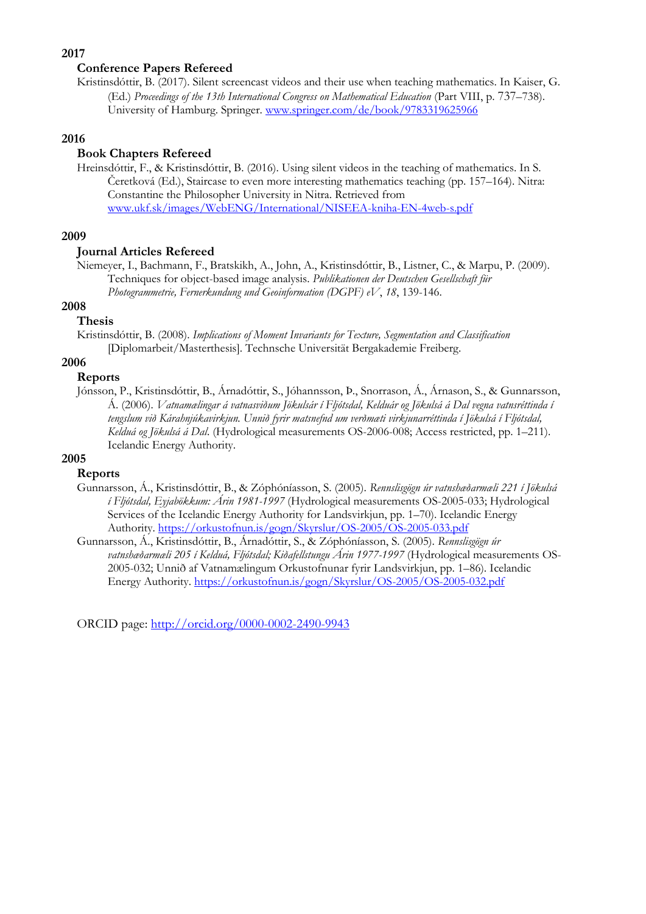**2017**

### Conference Papers Refereed

Kristinsdóttir, B. (2017). Silent screencast videos and their use when teaching mathematics. In Kaiser, G. (Ed.) *Proceedings of the 13th International Congress on Mathematical Education* (Part VIII, p. 737–738). University of Hamburg. Springer. www.springer.com/de/book/9783319625966

**2016**

### Book Chapters Refereed

Hreinsdóttir, F., & Kristinsdóttir, B. (2016). Using silent videos in the teaching of mathematics. In S. Čeretková (Ed.), Staircase to even more interesting mathematics teaching (pp. 157–164). Nitra: Constantine the Philosopher University in Nitra. Retrieved from www.ukf.sk/images/WebENG/International/NISEEA-kniha-EN-4web-s.pdf

**2009**

### Journal Articles Refereed

Niemeyer, I., Bachmann, F., Bratskikh, A., John, A., Kristinsdóttir, B., Listner, C., & Marpu, P. (2009). Techniques for object-based image analysis. *Publikationen der Deutschen Gesellschaft für Photogrammetrie, Fernerkundung und Geoinformation (DGPF) eV*, *18*, 139-146.

**2008**

### Thesis

Kristinsdóttir, B. (2008). *Implications of Moment Invariants for Texture, Segmentation and Classification* [Diplomarbeit/Masterthesis]. Technsche Universität Bergakademie Freiberg.

**2006**

### Reports

Jónsson, P., Kristinsdóttir, B., Árnadóttir, S., Jóhannsson, Þ., Snorrason, Á., Árnason, S., & Gunnarsson, Á. (2006). *Vatnamælingar á vatnasviðum Jökulsár í Fljótsdal, Kelduár og Jökulsá á Dal vegna vatnsréttinda í tengslum við Kárahnjúkavirkjun. Unnið fyrir matsnefnd um verðmæti virkjunarréttinda í Jökulsá í Fljótsdal, Kelduá og Jökulsá á Dal.* (Hydrological measurements OS-2006-008; Access restricted, pp. 1–211). Icelandic Energy Authority.

**2005**

### Reports

Gunnarsson, Á., Kristinsdóttir, B., & Zóphóníasson, S. (2005). *Rennslisgögn úr vatnshæðarmæli 221 í Jökulsá í Fljótsdal, Eyjabökkum: Árin 1981-1997* (Hydrological measurements OS-2005-033; Hydrological Services of the Icelandic Energy Authority for Landsvirkjun, pp. 1–70). Icelandic Energy Authority. https://orkustofnun.is/gogn/Skyrslur/OS-2005/OS-2005-033.pdf

Gunnarsson, Á., Kristinsdóttir, B., Árnadóttir, S., & Zóphóníasson, S. (2005). *Rennslisgögn úr vatnshæðarmæli 205 í Kelduá, Fljótsdal; Kiðafellstungu Árin 1977-1997* (Hydrological measurements OS-2005-032; Unnið af Vatnamælingum Orkustofnunar fyrir Landsvirkjun, pp. 1–86). Icelandic Energy Authority. https://orkustofnun.is/gogn/Skyrslur/OS-2005/OS-2005-032.pdf

ORCID page: http://orcid.org/0000-0002-2490-9943